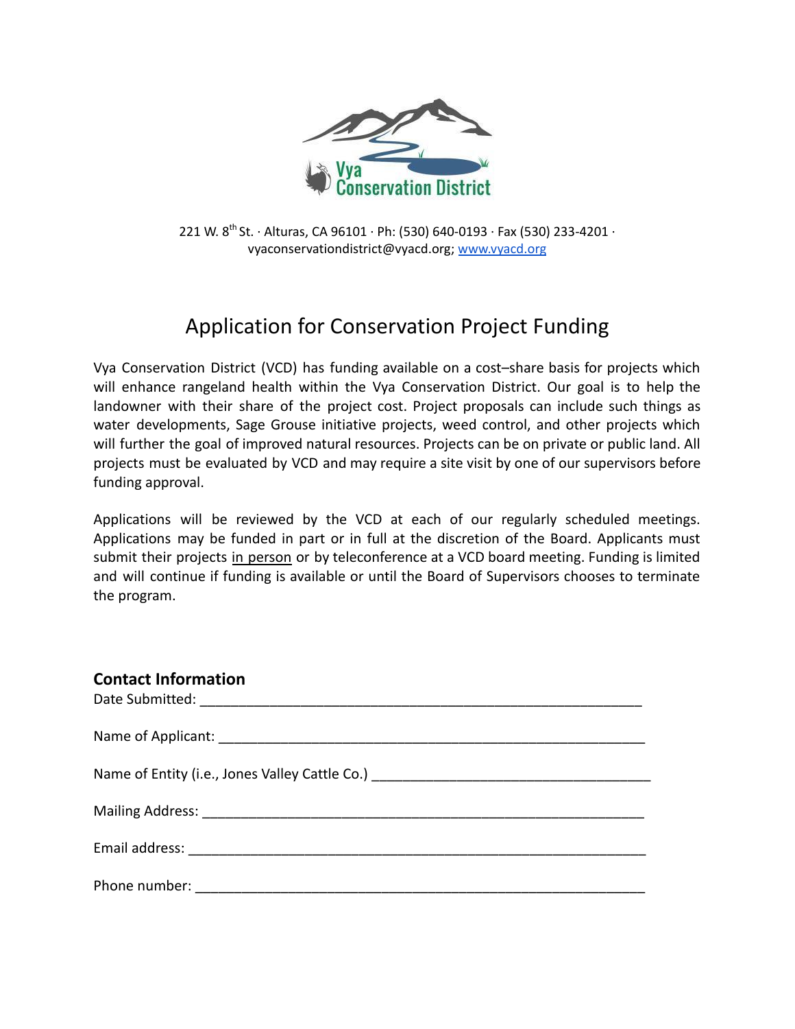Vya Conservation District

221 W. 8th St. · Alturas, CA 96101 · Ph: (530) 640-0193 · Fax (530) 233-4201 · vyaconservationdistrict@vyacd.org; www.vyacd.org

# Application for Conservation Project Funding

Vya Conservation District (VCD) has funding available on a cost–share basis for projects which will enhance rangeland health within the Vya Conservation District. Our goal is to help the landowner with their share of the project cost. Project proposals can include such things as water developments, Sage Grouse initiative projects, weed control, and other projects which will further the goal of improved natural resources. Projects can be on private or public land. All projects must be evaluated by VCD and may require a site visit by one of our supervisors before funding approval.

Applications will be reviewed by the VCD at each of our regularly scheduled meetings. Applications may be funded in part or in full at the discretion of the Board. Applicants must submit their projects <u>in person</u> or by teleconference at a VCD board meeting. Funding is limited and will continue if funding is available or until the Board of Supervisors chooses to terminate the program.

## Contact Information

Date Submitted: ___________________________________________________________

Name of Applicant: ________________________________________________________

Name of Entity (i.e., Jones Valley Cattle Co.) ____________________________________

Mailing Address: __________________________________________________________

Email address: ____________________________________________________________

Phone number: ____________________________________________________________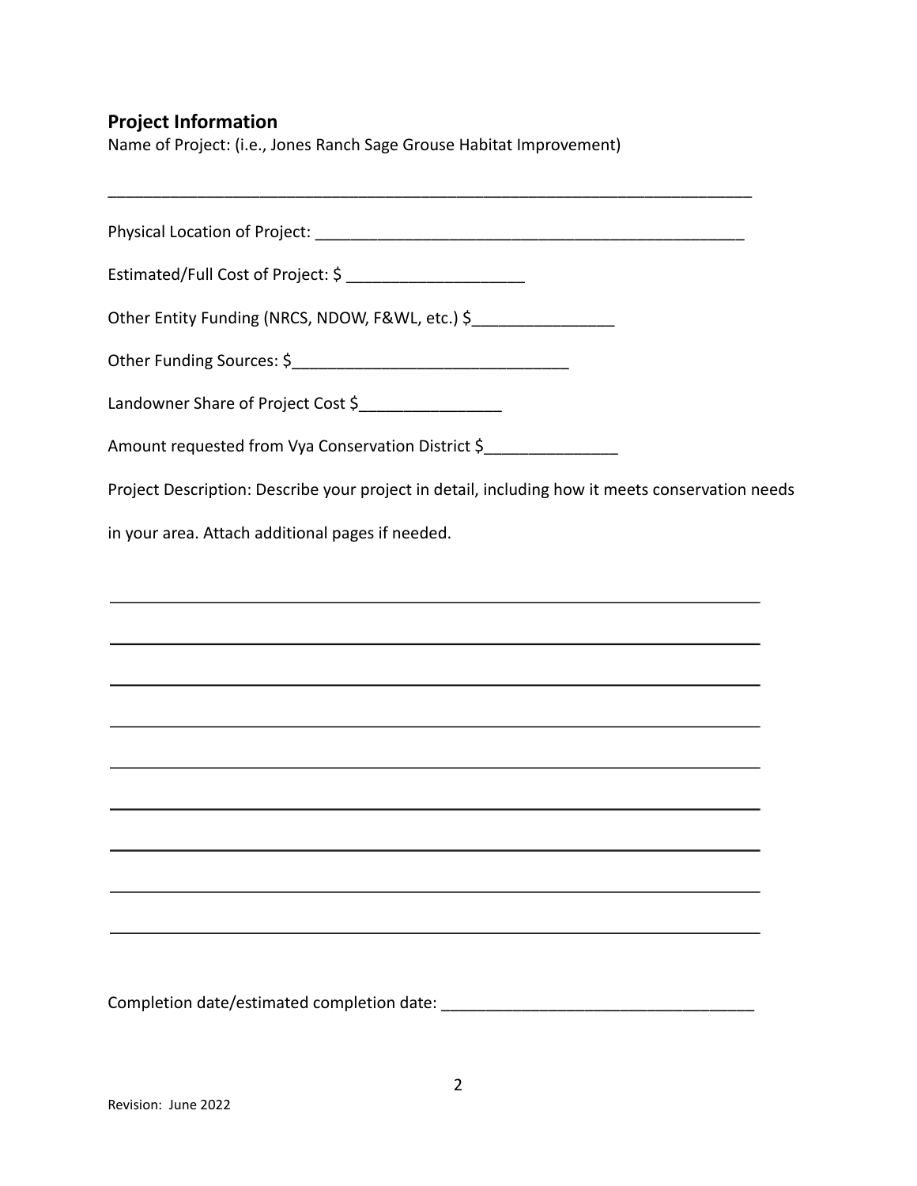## Project Information

Name of Project: (i.e., Jones Ranch Sage Grouse Habitat Improvement)

_________________________________________________________________________

Physical Location of Project: ________________________________________________

Estimated/Full Cost of Project: $ ___________________

Other Entity Funding (NRCS, NDOW, F&WL, etc.) $________________

Other Funding Sources: $______________________________

Landowner Share of Project Cost $________________

Amount requested from Vya Conservation District $_______________

Project Description: Describe your project in detail, including how it meets conservation needs in your area. Attach additional pages if needed.

_________________________________________________________________________

_________________________________________________________________________

_________________________________________________________________________

_________________________________________________________________________

_________________________________________________________________________

_________________________________________________________________________

_________________________________________________________________________

_________________________________________________________________________

_________________________________________________________________________

Completion date/estimated completion date: ___________________________________

Revision: June 2022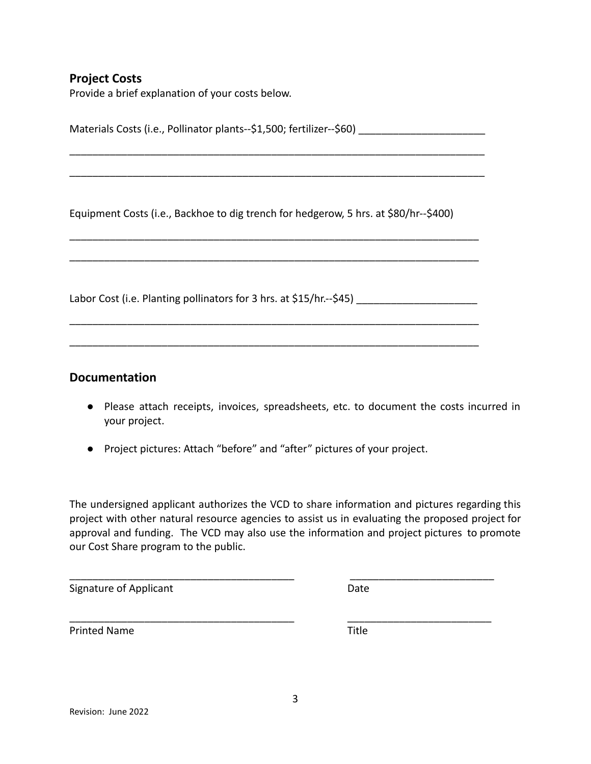## Project Costs

Provide a brief explanation of your costs below.

Materials Costs (i.e., Pollinator plants--$1,500; fertilizer--$60) ______________________

___________________________________________________________________________

___________________________________________________________________________

Equipment Costs (i.e., Backhoe to dig trench for hedgerow, 5 hrs. at $80/hr--$400)

___________________________________________________________________________

___________________________________________________________________________

Labor Cost (i.e. Planting pollinators for 3 hrs. at $15/hr.--$45) _____________________

___________________________________________________________________________

___________________________________________________________________________

## Documentation

- Please attach receipts, invoices, spreadsheets, etc. to document the costs incurred in your project.
- Project pictures: Attach "before" and "after" pictures of your project.

The undersigned applicant authorizes the VCD to share information and pictures regarding this project with other natural resource agencies to assist us in evaluating the proposed project for approval and funding. The VCD may also use the information and project pictures to promote our Cost Share program to the public.

________________________________________ &nbsp;&nbsp;&nbsp;&nbsp; _________________________

Signature of Applicant &nbsp;&nbsp;&nbsp;&nbsp; Date

________________________________________ &nbsp;&nbsp;&nbsp;&nbsp; _________________________

Printed Name &nbsp;&nbsp;&nbsp;&nbsp; Title

Revision: June 2022